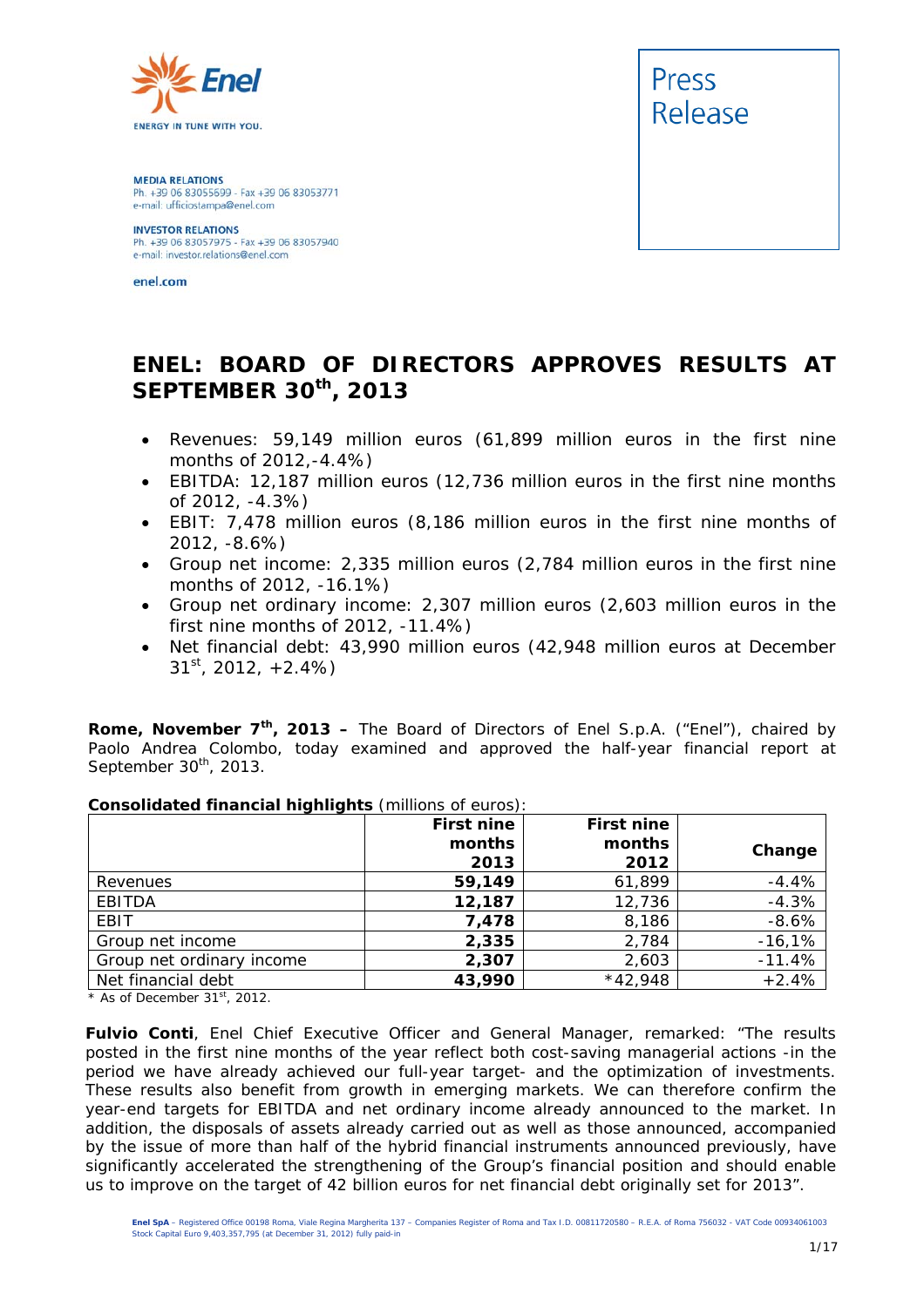Enel

ENERGY IN TUNE WITH YOU.

**MEDIA RELATIONS**
Ph. +39 06 83055699 - Fax +39 06 83053771
e-mail: ufficiostampa@enel.com

**INVESTOR RELATIONS**
Ph. +39 06 83057975 - Fax +39 06 83057940
e-mail: investor.relations@enel.com

enel.com

Press Release

# ENEL: BOARD OF DIRECTORS APPROVES RESULTS AT SEPTEMBER 30th, 2013

- Revenues: 59,149 million euros (61,899 million euros in the first nine months of 2012,-4.4%)
- EBITDA: 12,187 million euros (12,736 million euros in the first nine months of 2012, -4.3%)
- EBIT: 7,478 million euros (8,186 million euros in the first nine months of 2012, -8.6%)
- Group net income: 2,335 million euros (2,784 million euros in the first nine months of 2012, -16.1%)
- Group net ordinary income: 2,307 million euros (2,603 million euros in the first nine months of 2012, -11.4%)
- Net financial debt: 43,990 million euros (42,948 million euros at December 31st, 2012, +2.4%)

**Rome, November 7th, 2013 –** The Board of Directors of Enel S.p.A. ("Enel"), chaired by Paolo Andrea Colombo, today examined and approved the half-year financial report at September 30th, 2013.

**Consolidated financial highlights** (millions of euros):

| | First nine months 2013 | First nine months 2012 | Change |
|---|---|---|---|
| Revenues | **59,149** | 61,899 | -4.4% |
| EBITDA | **12,187** | 12,736 | -4.3% |
| EBIT | **7,478** | 8,186 | -8.6% |
| Group net income | **2,335** | 2,784 | -16,1% |
| Group net ordinary income | **2,307** | 2,603 | -11.4% |
| Net financial debt | **43,990** | *42,948 | +2.4% |

\* As of December 31st, 2012.

**Fulvio Conti**, Enel Chief Executive Officer and General Manager, remarked: "The results posted in the first nine months of the year reflect both cost-saving managerial actions -in the period we have already achieved our full-year target- and the optimization of investments. These results also benefit from growth in emerging markets. We can therefore confirm the year-end targets for EBITDA and net ordinary income already announced to the market. In addition, the disposals of assets already carried out as well as those announced, accompanied by the issue of more than half of the hybrid financial instruments announced previously, have significantly accelerated the strengthening of the Group's financial position and should enable us to improve on the target of 42 billion euros for net financial debt originally set for 2013".

**Enel SpA** – Registered Office 00198 Roma, Viale Regina Margherita 137 – Companies Register of Roma and Tax I.D. 00811720580 – R.E.A. of Roma 756032 - VAT Code 00934061003
Stock Capital Euro 9,403,357,795 (at December 31, 2012) fully paid-in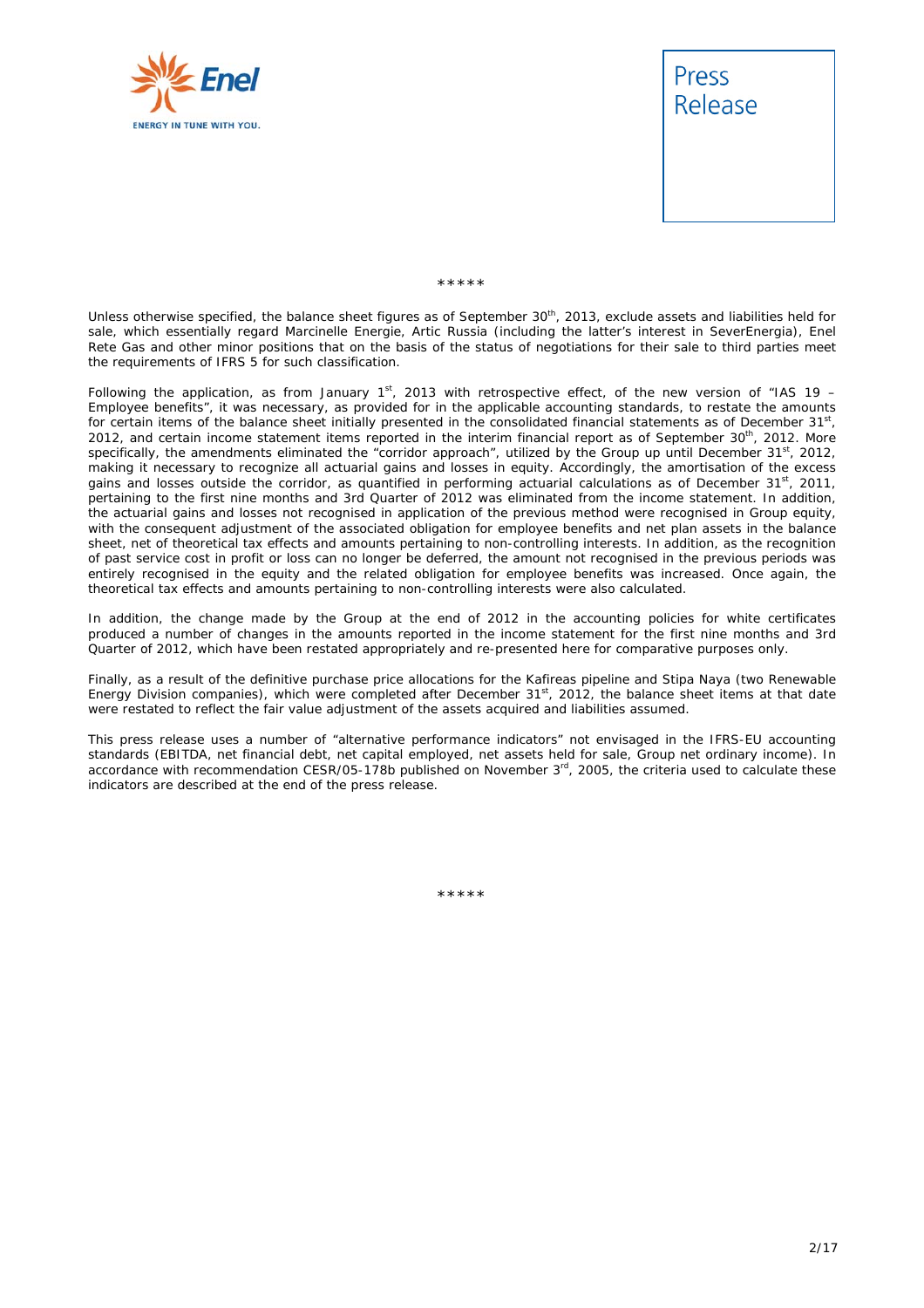\*\*\*\*\*

Unless otherwise specified, the balance sheet figures as of September 30th, 2013, exclude assets and liabilities held for sale, which essentially regard Marcinelle Energie, Artic Russia (including the latter's interest in SeverEnergia), Enel Rete Gas and other minor positions that on the basis of the status of negotiations for their sale to third parties meet the requirements of IFRS 5 for such classification.

Following the application, as from January 1st, 2013 with retrospective effect, of the new version of "IAS 19 – Employee benefits", it was necessary, as provided for in the applicable accounting standards, to restate the amounts for certain items of the balance sheet initially presented in the consolidated financial statements as of December 31st, 2012, and certain income statement items reported in the interim financial report as of September 30th, 2012. More specifically, the amendments eliminated the "corridor approach", utilized by the Group up until December 31st, 2012, making it necessary to recognize all actuarial gains and losses in equity. Accordingly, the amortisation of the excess gains and losses outside the corridor, as quantified in performing actuarial calculations as of December 31st, 2011, pertaining to the first nine months and 3rd Quarter of 2012 was eliminated from the income statement. In addition, the actuarial gains and losses not recognised in application of the previous method were recognised in Group equity, with the consequent adjustment of the associated obligation for employee benefits and net plan assets in the balance sheet, net of theoretical tax effects and amounts pertaining to non-controlling interests. In addition, as the recognition of past service cost in profit or loss can no longer be deferred, the amount not recognised in the previous periods was entirely recognised in the equity and the related obligation for employee benefits was increased. Once again, the theoretical tax effects and amounts pertaining to non-controlling interests were also calculated.

In addition, the change made by the Group at the end of 2012 in the accounting policies for white certificates produced a number of changes in the amounts reported in the income statement for the first nine months and 3rd Quarter of 2012, which have been restated appropriately and re-presented here for comparative purposes only.

Finally, as a result of the definitive purchase price allocations for the Kafireas pipeline and Stipa Naya (two Renewable Energy Division companies), which were completed after December 31st, 2012, the balance sheet items at that date were restated to reflect the fair value adjustment of the assets acquired and liabilities assumed.

This press release uses a number of "alternative performance indicators" not envisaged in the IFRS-EU accounting standards (EBITDA, net financial debt, net capital employed, net assets held for sale, Group net ordinary income). In accordance with recommendation CESR/05-178b published on November 3rd, 2005, the criteria used to calculate these indicators are described at the end of the press release.

\*\*\*\*\*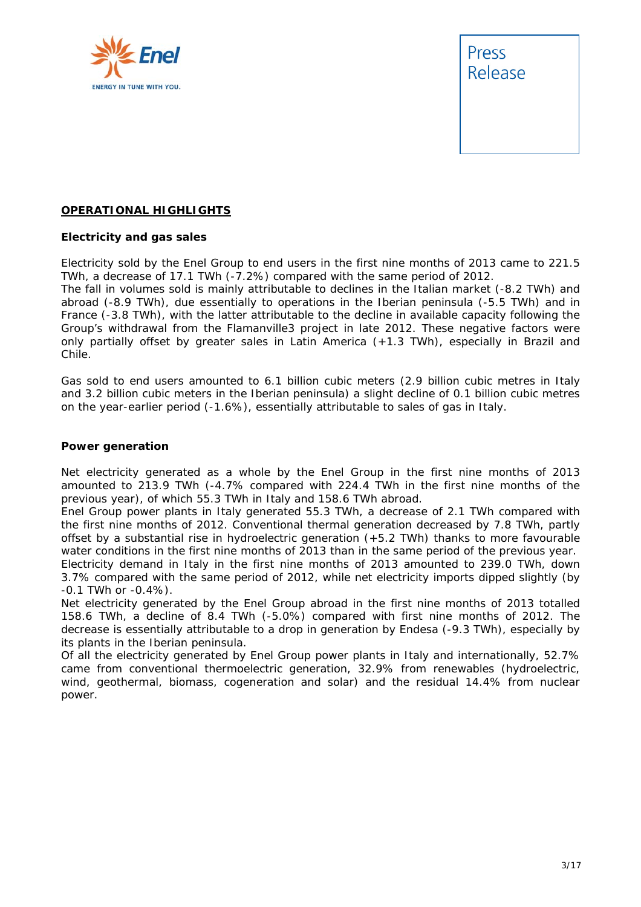## OPERATIONAL HIGHLIGHTS

**Electricity and gas sales**

Electricity sold by the Enel Group to end users in the first nine months of 2013 came to 221.5 TWh, a decrease of 17.1 TWh (-7.2%) compared with the same period of 2012.
The fall in volumes sold is mainly attributable to declines in the Italian market (-8.2 TWh) and abroad (-8.9 TWh), due essentially to operations in the Iberian peninsula (-5.5 TWh) and in France (-3.8 TWh), with the latter attributable to the decline in available capacity following the Group's withdrawal from the Flamanville3 project in late 2012. These negative factors were only partially offset by greater sales in Latin America (+1.3 TWh), especially in Brazil and Chile.

Gas sold to end users amounted to 6.1 billion cubic meters (2.9 billion cubic metres in Italy and 3.2 billion cubic meters in the Iberian peninsula) a slight decline of 0.1 billion cubic metres on the year-earlier period (-1.6%), essentially attributable to sales of gas in Italy.

**Power generation**

Net electricity generated as a whole by the Enel Group in the first nine months of 2013 amounted to 213.9 TWh (-4.7% compared with 224.4 TWh in the first nine months of the previous year), of which 55.3 TWh in Italy and 158.6 TWh abroad.
Enel Group power plants in Italy generated 55.3 TWh, a decrease of 2.1 TWh compared with the first nine months of 2012. Conventional thermal generation decreased by 7.8 TWh, partly offset by a substantial rise in hydroelectric generation (+5.2 TWh) thanks to more favourable water conditions in the first nine months of 2013 than in the same period of the previous year.
Electricity demand in Italy in the first nine months of 2013 amounted to 239.0 TWh, down 3.7% compared with the same period of 2012, while net electricity imports dipped slightly (by -0.1 TWh or -0.4%).
Net electricity generated by the Enel Group abroad in the first nine months of 2013 totalled 158.6 TWh, a decline of 8.4 TWh (-5.0%) compared with first nine months of 2012. The decrease is essentially attributable to a drop in generation by Endesa (-9.3 TWh), especially by its plants in the Iberian peninsula.
Of all the electricity generated by Enel Group power plants in Italy and internationally, 52.7% came from conventional thermoelectric generation, 32.9% from renewables (hydroelectric, wind, geothermal, biomass, cogeneration and solar) and the residual 14.4% from nuclear power.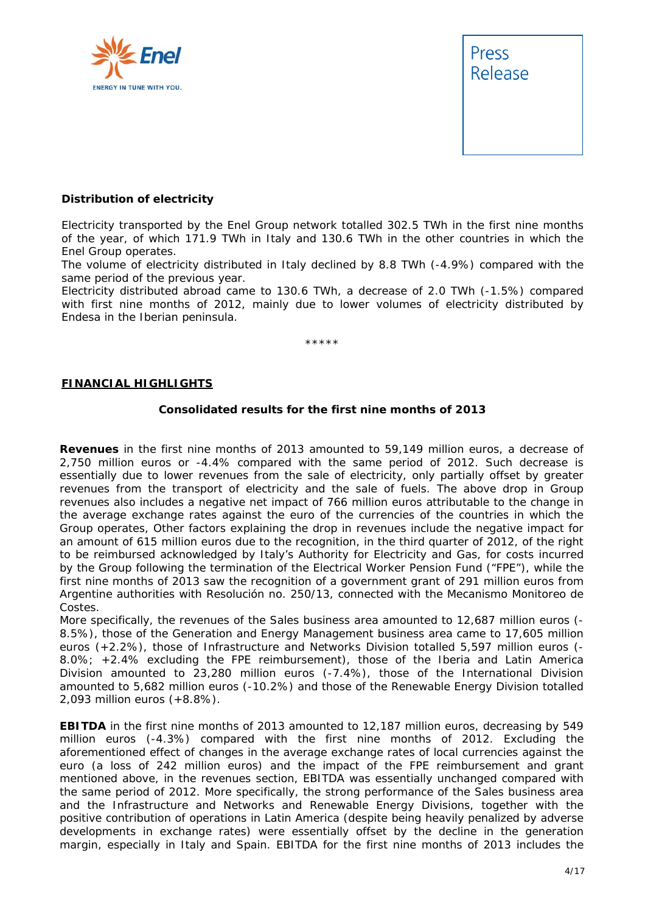**Distribution of electricity**

Electricity transported by the Enel Group network totalled 302.5 TWh in the first nine months of the year, of which 171.9 TWh in Italy and 130.6 TWh in the other countries in which the Enel Group operates.
The volume of electricity distributed in Italy declined by 8.8 TWh (-4.9%) compared with the same period of the previous year.
Electricity distributed abroad came to 130.6 TWh, a decrease of 2.0 TWh (-1.5%) compared with first nine months of 2012, mainly due to lower volumes of electricity distributed by Endesa in the Iberian peninsula.

*****

**FINANCIAL HIGHLIGHTS**

**Consolidated results for the first nine months of 2013**

**Revenues** in the first nine months of 2013 amounted to 59,149 million euros, a decrease of 2,750 million euros or -4.4% compared with the same period of 2012. Such decrease is essentially due to lower revenues from the sale of electricity, only partially offset by greater revenues from the transport of electricity and the sale of fuels. The above drop in Group revenues also includes a negative net impact of 766 million euros attributable to the change in the average exchange rates against the euro of the currencies of the countries in which the Group operates, Other factors explaining the drop in revenues include the negative impact for an amount of 615 million euros due to the recognition, in the third quarter of 2012, of the right to be reimbursed acknowledged by Italy's Authority for Electricity and Gas, for costs incurred by the Group following the termination of the Electrical Worker Pension Fund ("FPE"), while the first nine months of 2013 saw the recognition of a government grant of 291 million euros from Argentine authorities with Resolución no. 250/13, connected with the Mecanismo Monitoreo de Costes.
More specifically, the revenues of the Sales business area amounted to 12,687 million euros (-8.5%), those of the Generation and Energy Management business area came to 17,605 million euros (+2.2%), those of Infrastructure and Networks Division totalled 5,597 million euros (-8.0%; +2.4% excluding the FPE reimbursement), those of the Iberia and Latin America Division amounted to 23,280 million euros (-7.4%), those of the International Division amounted to 5,682 million euros (-10.2%) and those of the Renewable Energy Division totalled 2,093 million euros (+8.8%).

**EBITDA** in the first nine months of 2013 amounted to 12,187 million euros, decreasing by 549 million euros (-4.3%) compared with the first nine months of 2012. Excluding the aforementioned effect of changes in the average exchange rates of local currencies against the euro (a loss of 242 million euros) and the impact of the FPE reimbursement and grant mentioned above, in the revenues section, EBITDA was essentially unchanged compared with the same period of 2012. More specifically, the strong performance of the Sales business area and the Infrastructure and Networks and Renewable Energy Divisions, together with the positive contribution of operations in Latin America (despite being heavily penalized by adverse developments in exchange rates) were essentially offset by the decline in the generation margin, especially in Italy and Spain. EBITDA for the first nine months of 2013 includes the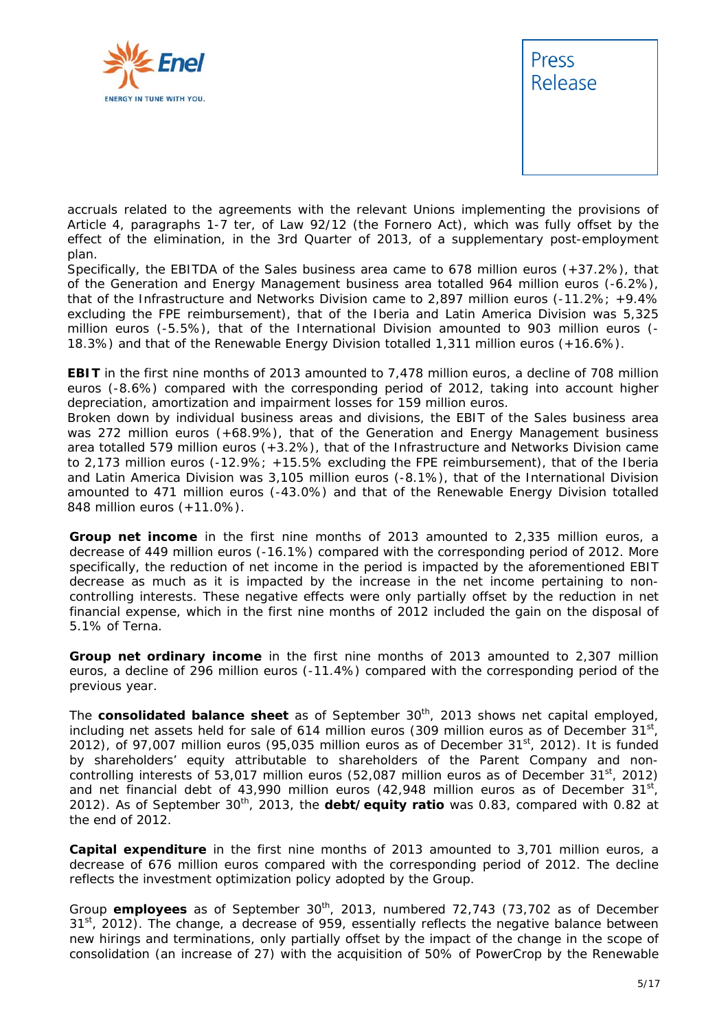accruals related to the agreements with the relevant Unions implementing the provisions of Article 4, paragraphs 1-7 ter, of Law 92/12 (the Fornero Act), which was fully offset by the effect of the elimination, in the 3rd Quarter of 2013, of a supplementary post-employment plan.
Specifically, the EBITDA of the Sales business area came to 678 million euros (+37.2%), that of the Generation and Energy Management business area totalled 964 million euros (-6.2%), that of the Infrastructure and Networks Division came to 2,897 million euros (-11.2%; +9.4% excluding the FPE reimbursement), that of the Iberia and Latin America Division was 5,325 million euros (-5.5%), that of the International Division amounted to 903 million euros (-18.3%) and that of the Renewable Energy Division totalled 1,311 million euros (+16.6%).

**EBIT** in the first nine months of 2013 amounted to 7,478 million euros, a decline of 708 million euros (-8.6%) compared with the corresponding period of 2012, taking into account higher depreciation, amortization and impairment losses for 159 million euros.
Broken down by individual business areas and divisions, the EBIT of the Sales business area was 272 million euros (+68.9%), that of the Generation and Energy Management business area totalled 579 million euros (+3.2%), that of the Infrastructure and Networks Division came to 2,173 million euros (-12.9%; +15.5% excluding the FPE reimbursement), that of the Iberia and Latin America Division was 3,105 million euros (-8.1%), that of the International Division amounted to 471 million euros (-43.0%) and that of the Renewable Energy Division totalled 848 million euros (+11.0%).

**Group net income** in the first nine months of 2013 amounted to 2,335 million euros, a decrease of 449 million euros (-16.1%) compared with the corresponding period of 2012. More specifically, the reduction of net income in the period is impacted by the aforementioned EBIT decrease as much as it is impacted by the increase in the net income pertaining to non-controlling interests. These negative effects were only partially offset by the reduction in net financial expense, which in the first nine months of 2012 included the gain on the disposal of 5.1% of Terna.

**Group net ordinary income** in the first nine months of 2013 amounted to 2,307 million euros, a decline of 296 million euros (-11.4%) compared with the corresponding period of the previous year.

The **consolidated balance sheet** as of September 30th, 2013 shows net capital employed, including net assets held for sale of 614 million euros (309 million euros as of December 31st, 2012), of 97,007 million euros (95,035 million euros as of December 31st, 2012). It is funded by shareholders' equity attributable to shareholders of the Parent Company and non-controlling interests of 53,017 million euros (52,087 million euros as of December 31st, 2012) and net financial debt of 43,990 million euros (42,948 million euros as of December 31st, 2012). As of September 30th, 2013, the **debt/equity ratio** was 0.83, compared with 0.82 at the end of 2012.

**Capital expenditure** in the first nine months of 2013 amounted to 3,701 million euros, a decrease of 676 million euros compared with the corresponding period of 2012. The decline reflects the investment optimization policy adopted by the Group.

Group **employees** as of September 30th, 2013, numbered 72,743 (73,702 as of December 31st, 2012). The change, a decrease of 959, essentially reflects the negative balance between new hirings and terminations, only partially offset by the impact of the change in the scope of consolidation (an increase of 27) with the acquisition of 50% of PowerCrop by the Renewable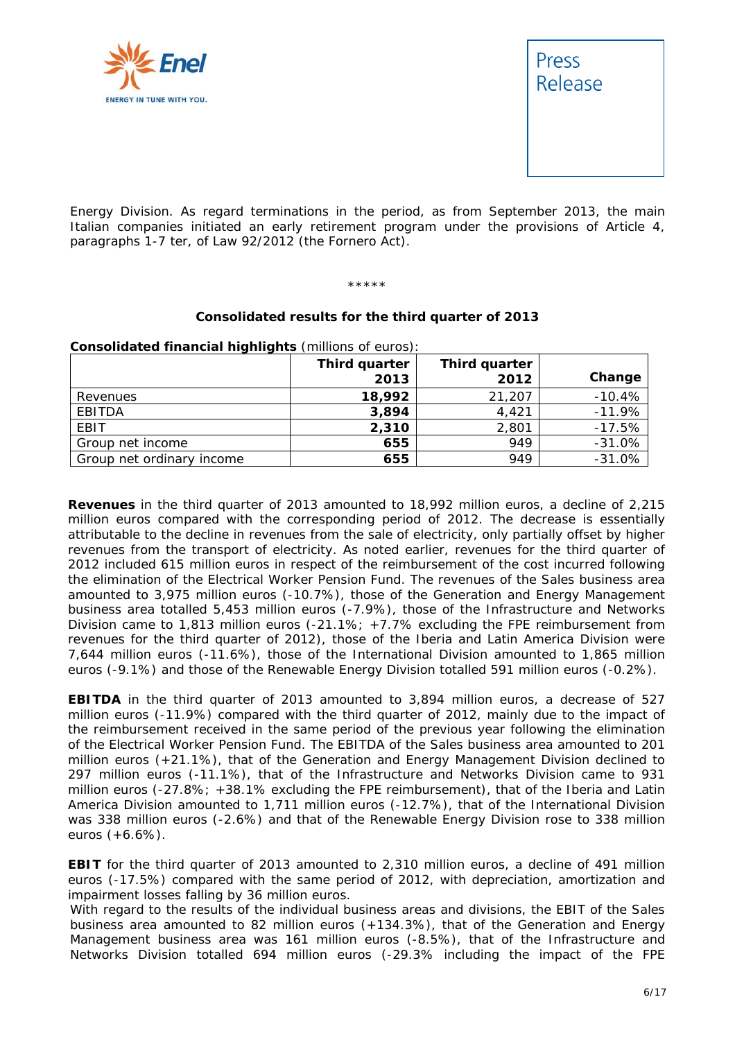Energy Division. As regard terminations in the period, as from September 2013, the main Italian companies initiated an early retirement program under the provisions of Article 4, paragraphs 1-7 ter, of Law 92/2012 (the Fornero Act).

\*\*\*\*\*

### Consolidated results for the third quarter of 2013

**Consolidated financial highlights** (millions of euros):

| | Third quarter 2013 | Third quarter 2012 | Change |
|---|---|---|---|
| Revenues | **18,992** | 21,207 | -10.4% |
| EBITDA | **3,894** | 4,421 | -11.9% |
| EBIT | **2,310** | 2,801 | -17.5% |
| Group net income | **655** | 949 | -31.0% |
| Group net ordinary income | **655** | 949 | -31.0% |

**Revenues** in the third quarter of 2013 amounted to 18,992 million euros, a decline of 2,215 million euros compared with the corresponding period of 2012. The decrease is essentially attributable to the decline in revenues from the sale of electricity, only partially offset by higher revenues from the transport of electricity. As noted earlier, revenues for the third quarter of 2012 included 615 million euros in respect of the reimbursement of the cost incurred following the elimination of the Electrical Worker Pension Fund. The revenues of the Sales business area amounted to 3,975 million euros (-10.7%), those of the Generation and Energy Management business area totalled 5,453 million euros (-7.9%), those of the Infrastructure and Networks Division came to 1,813 million euros (-21.1%; +7.7% excluding the FPE reimbursement from revenues for the third quarter of 2012), those of the Iberia and Latin America Division were 7,644 million euros (-11.6%), those of the International Division amounted to 1,865 million euros (-9.1%) and those of the Renewable Energy Division totalled 591 million euros (-0.2%).

**EBITDA** in the third quarter of 2013 amounted to 3,894 million euros, a decrease of 527 million euros (-11.9%) compared with the third quarter of 2012, mainly due to the impact of the reimbursement received in the same period of the previous year following the elimination of the Electrical Worker Pension Fund. The EBITDA of the Sales business area amounted to 201 million euros (+21.1%), that of the Generation and Energy Management Division declined to 297 million euros (-11.1%), that of the Infrastructure and Networks Division came to 931 million euros (-27.8%; +38.1% excluding the FPE reimbursement), that of the Iberia and Latin America Division amounted to 1,711 million euros (-12.7%), that of the International Division was 338 million euros (-2.6%) and that of the Renewable Energy Division rose to 338 million euros (+6.6%).

**EBIT** for the third quarter of 2013 amounted to 2,310 million euros, a decline of 491 million euros (-17.5%) compared with the same period of 2012, with depreciation, amortization and impairment losses falling by 36 million euros.
With regard to the results of the individual business areas and divisions, the EBIT of the Sales business area amounted to 82 million euros (+134.3%), that of the Generation and Energy Management business area was 161 million euros (-8.5%), that of the Infrastructure and Networks Division totalled 694 million euros (-29.3% including the impact of the FPE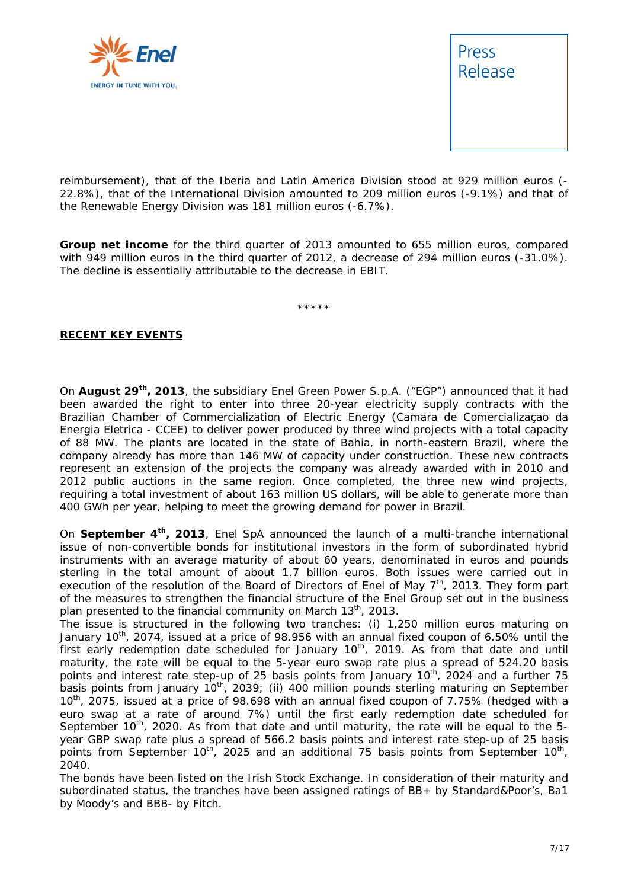reimbursement), that of the Iberia and Latin America Division stood at 929 million euros (-22.8%), that of the International Division amounted to 209 million euros (-9.1%) and that of the Renewable Energy Division was 181 million euros (-6.7%).

**Group net income** for the third quarter of 2013 amounted to 655 million euros, compared with 949 million euros in the third quarter of 2012, a decrease of 294 million euros (-31.0%). The decline is essentially attributable to the decrease in EBIT.

*****

## RECENT KEY EVENTS

On **August 29th, 2013**, the subsidiary Enel Green Power S.p.A. ("EGP") announced that it had been awarded the right to enter into three 20-year electricity supply contracts with the Brazilian Chamber of Commercialization of Electric Energy (Camara de Comercializaçao da Energia Eletrica - CCEE) to deliver power produced by three wind projects with a total capacity of 88 MW. The plants are located in the state of Bahia, in north-eastern Brazil, where the company already has more than 146 MW of capacity under construction. These new contracts represent an extension of the projects the company was already awarded with in 2010 and 2012 public auctions in the same region. Once completed, the three new wind projects, requiring a total investment of about 163 million US dollars, will be able to generate more than 400 GWh per year, helping to meet the growing demand for power in Brazil.

On **September 4th, 2013**, Enel SpA announced the launch of a multi-tranche international issue of non-convertible bonds for institutional investors in the form of subordinated hybrid instruments with an average maturity of about 60 years, denominated in euros and pounds sterling in the total amount of about 1.7 billion euros. Both issues were carried out in execution of the resolution of the Board of Directors of Enel of May 7th, 2013. They form part of the measures to strengthen the financial structure of the Enel Group set out in the business plan presented to the financial community on March 13th, 2013.
The issue is structured in the following two tranches: (i) 1,250 million euros maturing on January 10th, 2074, issued at a price of 98.956 with an annual fixed coupon of 6.50% until the first early redemption date scheduled for January 10th, 2019. As from that date and until maturity, the rate will be equal to the 5-year euro swap rate plus a spread of 524.20 basis points and interest rate step-up of 25 basis points from January 10th, 2024 and a further 75 basis points from January 10th, 2039; (ii) 400 million pounds sterling maturing on September 10th, 2075, issued at a price of 98.698 with an annual fixed coupon of 7.75% (hedged with a euro swap at a rate of around 7%) until the first early redemption date scheduled for September 10th, 2020. As from that date and until maturity, the rate will be equal to the 5-year GBP swap rate plus a spread of 566.2 basis points and interest rate step-up of 25 basis points from September 10th, 2025 and an additional 75 basis points from September 10th, 2040.
The bonds have been listed on the Irish Stock Exchange. In consideration of their maturity and subordinated status, the tranches have been assigned ratings of BB+ by Standard&Poor's, Ba1 by Moody's and BBB- by Fitch.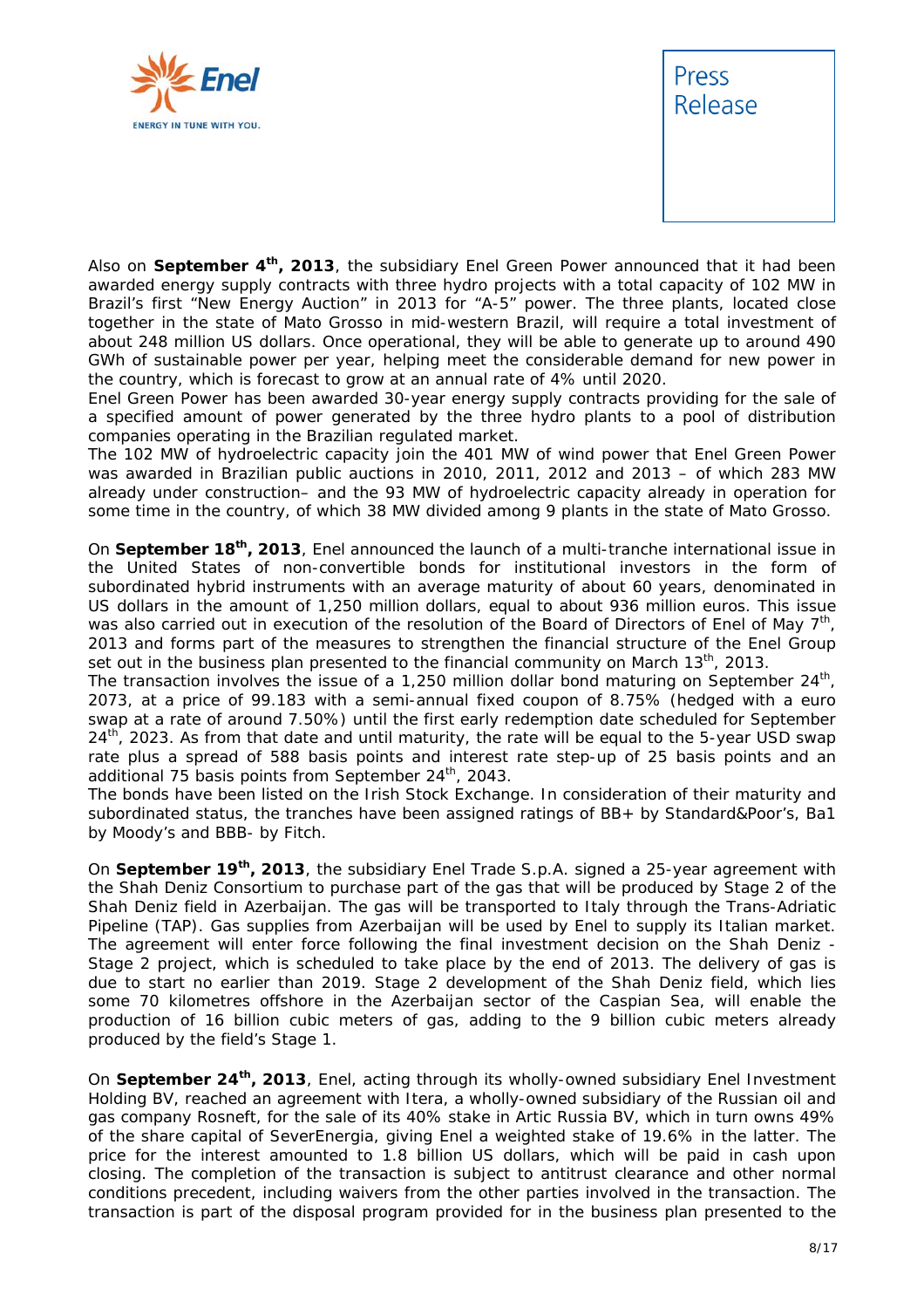Also on **September 4th, 2013**, the subsidiary Enel Green Power announced that it had been awarded energy supply contracts with three hydro projects with a total capacity of 102 MW in Brazil's first "New Energy Auction" in 2013 for "A-5" power. The three plants, located close together in the state of Mato Grosso in mid-western Brazil, will require a total investment of about 248 million US dollars. Once operational, they will be able to generate up to around 490 GWh of sustainable power per year, helping meet the considerable demand for new power in the country, which is forecast to grow at an annual rate of 4% until 2020.
Enel Green Power has been awarded 30-year energy supply contracts providing for the sale of a specified amount of power generated by the three hydro plants to a pool of distribution companies operating in the Brazilian regulated market.
The 102 MW of hydroelectric capacity join the 401 MW of wind power that Enel Green Power was awarded in Brazilian public auctions in 2010, 2011, 2012 and 2013 – of which 283 MW already under construction– and the 93 MW of hydroelectric capacity already in operation for some time in the country, of which 38 MW divided among 9 plants in the state of Mato Grosso.

On **September 18th, 2013**, Enel announced the launch of a multi-tranche international issue in the United States of non-convertible bonds for institutional investors in the form of subordinated hybrid instruments with an average maturity of about 60 years, denominated in US dollars in the amount of 1,250 million dollars, equal to about 936 million euros. This issue was also carried out in execution of the resolution of the Board of Directors of Enel of May 7th, 2013 and forms part of the measures to strengthen the financial structure of the Enel Group set out in the business plan presented to the financial community on March 13th, 2013.
The transaction involves the issue of a 1,250 million dollar bond maturing on September 24th, 2073, at a price of 99.183 with a semi-annual fixed coupon of 8.75% (hedged with a euro swap at a rate of around 7.50%) until the first early redemption date scheduled for September 24th, 2023. As from that date and until maturity, the rate will be equal to the 5-year USD swap rate plus a spread of 588 basis points and interest rate step-up of 25 basis points and an additional 75 basis points from September 24th, 2043.
The bonds have been listed on the Irish Stock Exchange. In consideration of their maturity and subordinated status, the tranches have been assigned ratings of BB+ by Standard&Poor's, Ba1 by Moody's and BBB- by Fitch.

On **September 19th, 2013**, the subsidiary Enel Trade S.p.A. signed a 25-year agreement with the Shah Deniz Consortium to purchase part of the gas that will be produced by Stage 2 of the Shah Deniz field in Azerbaijan. The gas will be transported to Italy through the Trans-Adriatic Pipeline (TAP). Gas supplies from Azerbaijan will be used by Enel to supply its Italian market. The agreement will enter force following the final investment decision on the Shah Deniz - Stage 2 project, which is scheduled to take place by the end of 2013. The delivery of gas is due to start no earlier than 2019. Stage 2 development of the Shah Deniz field, which lies some 70 kilometres offshore in the Azerbaijan sector of the Caspian Sea, will enable the production of 16 billion cubic meters of gas, adding to the 9 billion cubic meters already produced by the field's Stage 1.

On **September 24th, 2013**, Enel, acting through its wholly-owned subsidiary Enel Investment Holding BV, reached an agreement with Itera, a wholly-owned subsidiary of the Russian oil and gas company Rosneft, for the sale of its 40% stake in Artic Russia BV, which in turn owns 49% of the share capital of SeverEnergia, giving Enel a weighted stake of 19.6% in the latter. The price for the interest amounted to 1.8 billion US dollars, which will be paid in cash upon closing. The completion of the transaction is subject to antitrust clearance and other normal conditions precedent, including waivers from the other parties involved in the transaction. The transaction is part of the disposal program provided for in the business plan presented to the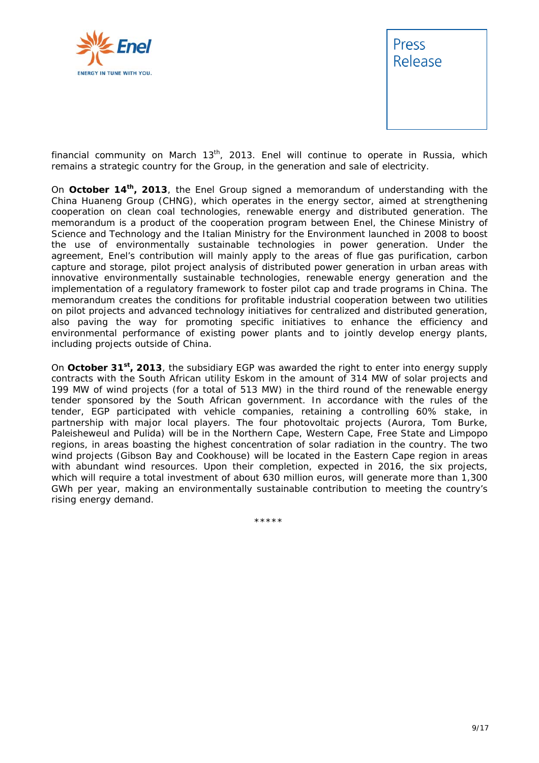financial community on March 13th, 2013. Enel will continue to operate in Russia, which remains a strategic country for the Group, in the generation and sale of electricity.

On **October 14th, 2013**, the Enel Group signed a memorandum of understanding with the China Huaneng Group (CHNG), which operates in the energy sector, aimed at strengthening cooperation on clean coal technologies, renewable energy and distributed generation. The memorandum is a product of the cooperation program between Enel, the Chinese Ministry of Science and Technology and the Italian Ministry for the Environment launched in 2008 to boost the use of environmentally sustainable technologies in power generation. Under the agreement, Enel's contribution will mainly apply to the areas of flue gas purification, carbon capture and storage, pilot project analysis of distributed power generation in urban areas with innovative environmentally sustainable technologies, renewable energy generation and the implementation of a regulatory framework to foster pilot cap and trade programs in China. The memorandum creates the conditions for profitable industrial cooperation between two utilities on pilot projects and advanced technology initiatives for centralized and distributed generation, also paving the way for promoting specific initiatives to enhance the efficiency and environmental performance of existing power plants and to jointly develop energy plants, including projects outside of China.

On **October 31st, 2013**, the subsidiary EGP was awarded the right to enter into energy supply contracts with the South African utility Eskom in the amount of 314 MW of solar projects and 199 MW of wind projects (for a total of 513 MW) in the third round of the renewable energy tender sponsored by the South African government. In accordance with the rules of the tender, EGP participated with vehicle companies, retaining a controlling 60% stake, in partnership with major local players. The four photovoltaic projects (Aurora, Tom Burke, Paleisheweul and Pulida) will be in the Northern Cape, Western Cape, Free State and Limpopo regions, in areas boasting the highest concentration of solar radiation in the country. The two wind projects (Gibson Bay and Cookhouse) will be located in the Eastern Cape region in areas with abundant wind resources. Upon their completion, expected in 2016, the six projects, which will require a total investment of about 630 million euros, will generate more than 1,300 GWh per year, making an environmentally sustainable contribution to meeting the country's rising energy demand.

*****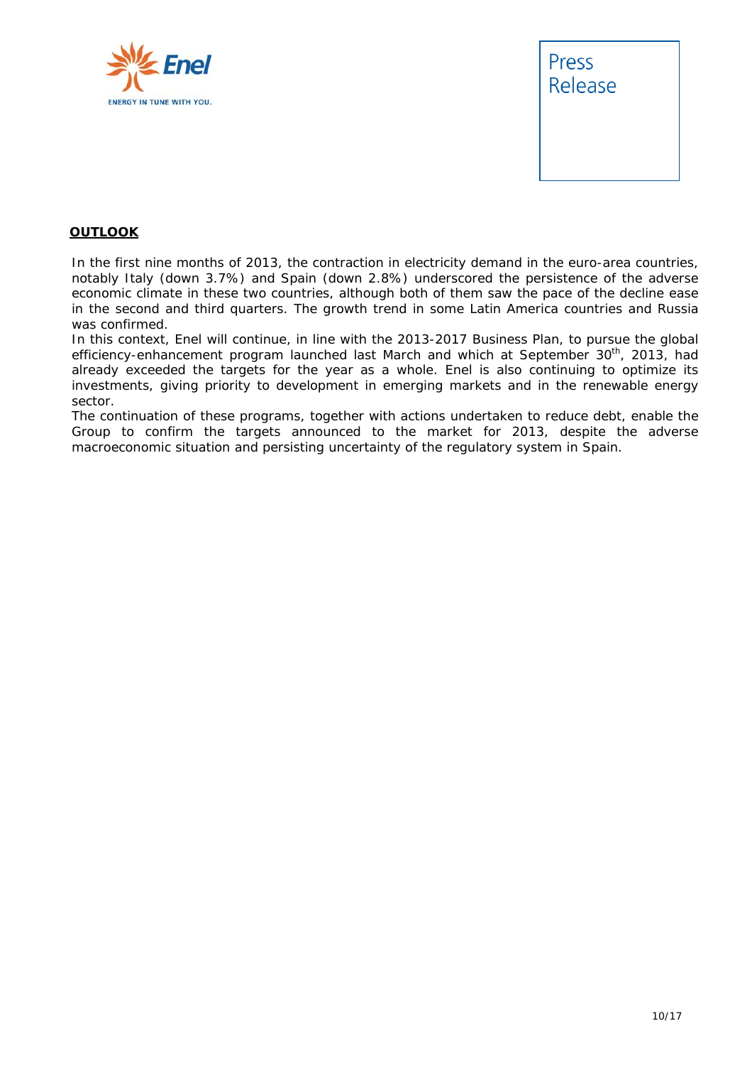## OUTLOOK

In the first nine months of 2013, the contraction in electricity demand in the euro-area countries, notably Italy (down 3.7%) and Spain (down 2.8%) underscored the persistence of the adverse economic climate in these two countries, although both of them saw the pace of the decline ease in the second and third quarters. The growth trend in some Latin America countries and Russia was confirmed.

In this context, Enel will continue, in line with the 2013-2017 Business Plan, to pursue the global efficiency-enhancement program launched last March and which at September 30th, 2013, had already exceeded the targets for the year as a whole. Enel is also continuing to optimize its investments, giving priority to development in emerging markets and in the renewable energy sector.

The continuation of these programs, together with actions undertaken to reduce debt, enable the Group to confirm the targets announced to the market for 2013, despite the adverse macroeconomic situation and persisting uncertainty of the regulatory system in Spain.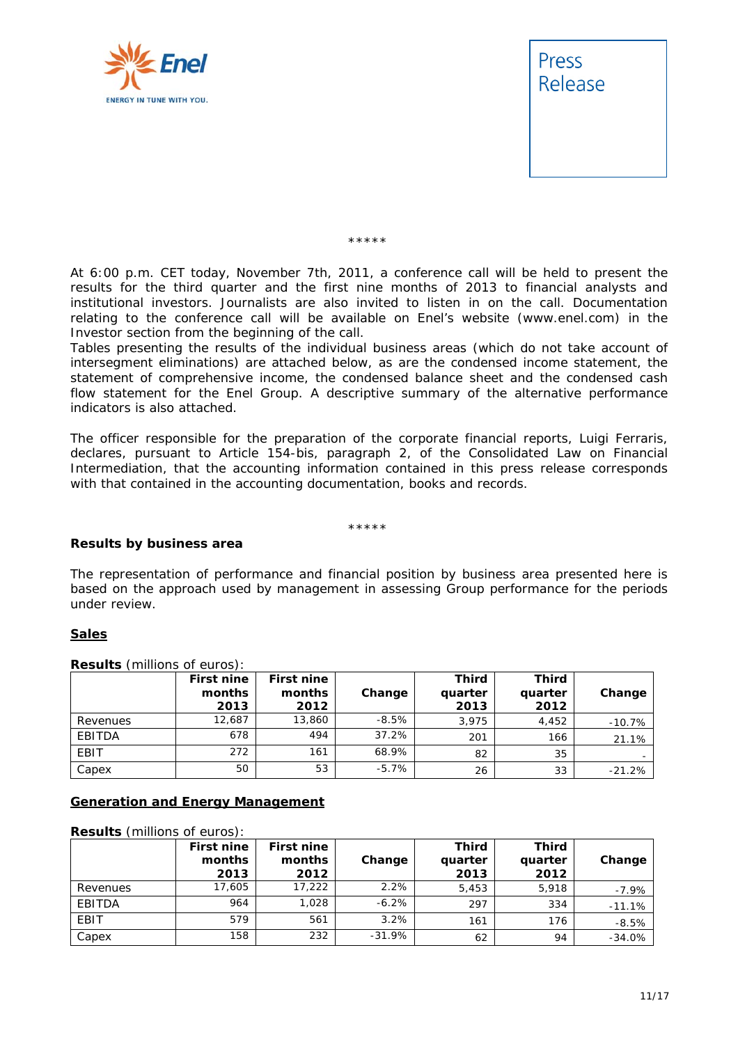*****

At 6:00 p.m. CET today, November 7th, 2011, a conference call will be held to present the results for the third quarter and the first nine months of 2013 to financial analysts and institutional investors. Journalists are also invited to listen in on the call. Documentation relating to the conference call will be available on Enel's website (www.enel.com) in the Investor section from the beginning of the call.

Tables presenting the results of the individual business areas (which do not take account of intersegment eliminations) are attached below, as are the condensed income statement, the statement of comprehensive income, the condensed balance sheet and the condensed cash flow statement for the Enel Group. A descriptive summary of the alternative performance indicators is also attached.

The officer responsible for the preparation of the corporate financial reports, Luigi Ferraris, declares, pursuant to Article 154-bis, paragraph 2, of the Consolidated Law on Financial Intermediation, that the accounting information contained in this press release corresponds with that contained in the accounting documentation, books and records.

*****

**Results by business area**

The representation of performance and financial position by business area presented here is based on the approach used by management in assessing Group performance for the periods under review.

## Sales

**Results** (millions of euros):

| | First nine months 2013 | First nine months 2012 | Change | Third quarter 2013 | Third quarter 2012 | Change |
|---|---|---|---|---|---|---|
| Revenues | 12,687 | 13,860 | -8.5% | 3,975 | 4,452 | -10.7% |
| EBITDA | 678 | 494 | 37.2% | 201 | 166 | 21.1% |
| EBIT | 272 | 161 | 68.9% | 82 | 35 | - |
| Capex | 50 | 53 | -5.7% | 26 | 33 | -21.2% |

## Generation and Energy Management

**Results** (millions of euros):

| | First nine months 2013 | First nine months 2012 | Change | Third quarter 2013 | Third quarter 2012 | Change |
|---|---|---|---|---|---|---|
| Revenues | 17,605 | 17,222 | 2.2% | 5,453 | 5,918 | -7.9% |
| EBITDA | 964 | 1,028 | -6.2% | 297 | 334 | -11.1% |
| EBIT | 579 | 561 | 3.2% | 161 | 176 | -8.5% |
| Capex | 158 | 232 | -31.9% | 62 | 94 | -34.0% |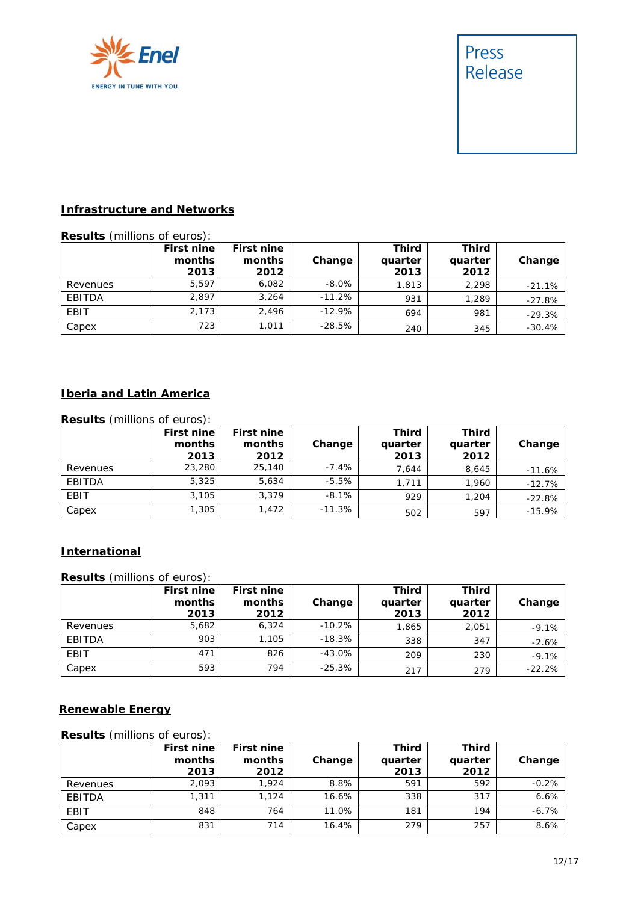## Infrastructure and Networks

**Results** (millions of euros):

| | First nine months 2013 | First nine months 2012 | Change | Third quarter 2013 | Third quarter 2012 | Change |
|---|---|---|---|---|---|---|
| Revenues | 5,597 | 6,082 | -8.0% | 1,813 | 2,298 | -21.1% |
| EBITDA | 2,897 | 3,264 | -11.2% | 931 | 1,289 | -27.8% |
| EBIT | 2,173 | 2,496 | -12.9% | 694 | 981 | -29.3% |
| Capex | 723 | 1,011 | -28.5% | 240 | 345 | -30.4% |

## Iberia and Latin America

**Results** (millions of euros):

| | First nine months 2013 | First nine months 2012 | Change | Third quarter 2013 | Third quarter 2012 | Change |
|---|---|---|---|---|---|---|
| Revenues | 23,280 | 25,140 | -7.4% | 7,644 | 8,645 | -11.6% |
| EBITDA | 5,325 | 5,634 | -5.5% | 1,711 | 1,960 | -12.7% |
| EBIT | 3,105 | 3,379 | -8.1% | 929 | 1,204 | -22.8% |
| Capex | 1,305 | 1,472 | -11.3% | 502 | 597 | -15.9% |

## International

**Results** (millions of euros):

| | First nine months 2013 | First nine months 2012 | Change | Third quarter 2013 | Third quarter 2012 | Change |
|---|---|---|---|---|---|---|
| Revenues | 5,682 | 6,324 | -10.2% | 1,865 | 2,051 | -9.1% |
| EBITDA | 903 | 1,105 | -18.3% | 338 | 347 | -2.6% |
| EBIT | 471 | 826 | -43.0% | 209 | 230 | -9.1% |
| Capex | 593 | 794 | -25.3% | 217 | 279 | -22.2% |

## Renewable Energy

**Results** (millions of euros):

| | First nine months 2013 | First nine months 2012 | Change | Third quarter 2013 | Third quarter 2012 | Change |
|---|---|---|---|---|---|---|
| Revenues | 2,093 | 1,924 | 8.8% | 591 | 592 | -0.2% |
| EBITDA | 1,311 | 1,124 | 16.6% | 338 | 317 | 6.6% |
| EBIT | 848 | 764 | 11.0% | 181 | 194 | -6.7% |
| Capex | 831 | 714 | 16.4% | 279 | 257 | 8.6% |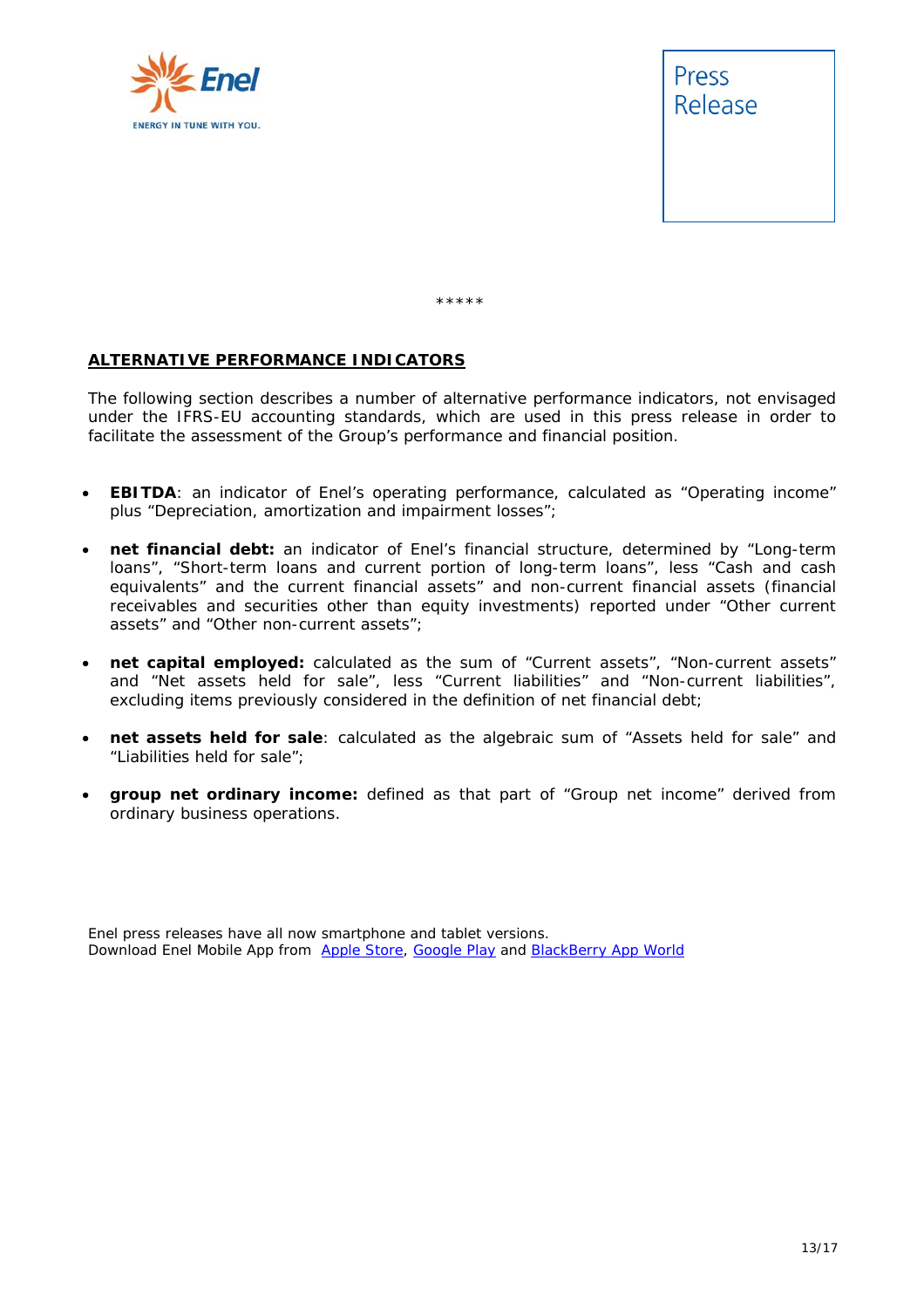\*\*\*\*\*

**ALTERNATIVE PERFORMANCE INDICATORS**

The following section describes a number of alternative performance indicators, not envisaged under the IFRS-EU accounting standards, which are used in this press release in order to facilitate the assessment of the Group's performance and financial position.

- **EBITDA**: an indicator of Enel's operating performance, calculated as "Operating income" plus "Depreciation, amortization and impairment losses";
- **net financial debt:** an indicator of Enel's financial structure, determined by "Long-term loans", "Short-term loans and current portion of long-term loans", less "Cash and cash equivalents" and the current financial assets" and non-current financial assets (financial receivables and securities other than equity investments) reported under "Other current assets" and "Other non-current assets";
- **net capital employed:** calculated as the sum of "Current assets", "Non-current assets" and "Net assets held for sale", less "Current liabilities" and "Non-current liabilities", excluding items previously considered in the definition of net financial debt;
- **net assets held for sale**: calculated as the algebraic sum of "Assets held for sale" and "Liabilities held for sale";
- **group net ordinary income:** defined as that part of "Group net income" derived from ordinary business operations.

Enel press releases have all now smartphone and tablet versions.
Download Enel Mobile App from [Apple Store](), [Google Play]() and [BlackBerry App World]()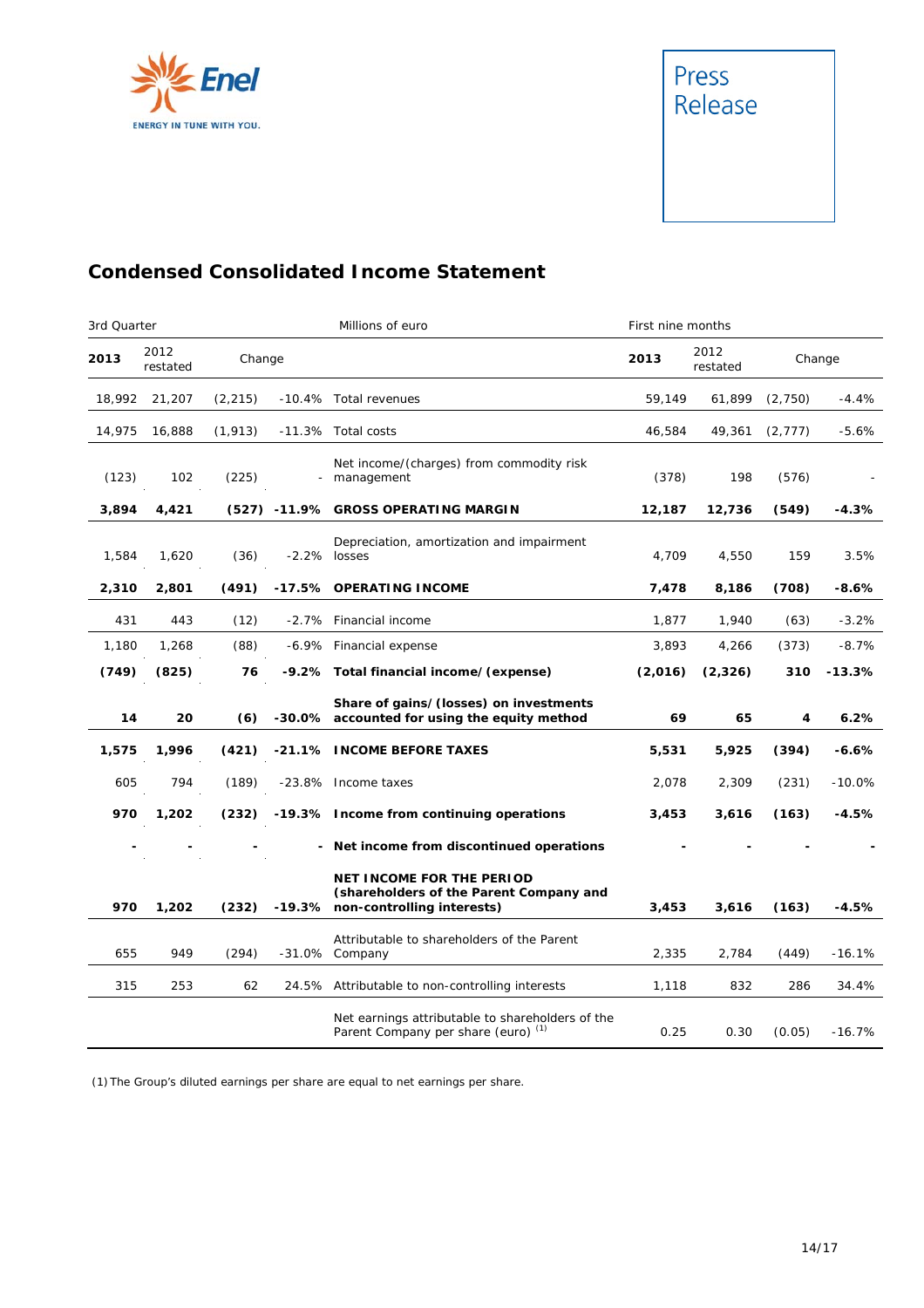## Condensed Consolidated Income Statement

| 3rd Quarter | | | | Millions of euro | First nine months | | | |
|---|---|---|---|---|---|---|---|---|
| 2013 | 2012 restated | Change | | | 2013 | 2012 restated | Change | |
| 18,992 | 21,207 | (2,215) | -10.4% | Total revenues | 59,149 | 61,899 | (2,750) | -4.4% |
| 14,975 | 16,888 | (1,913) | -11.3% | Total costs | 46,584 | 49,361 | (2,777) | -5.6% |
| (123) | 102 | (225) | - | Net income/(charges) from commodity risk management | (378) | 198 | (576) | - |
| **3,894** | **4,421** | **(527)** | **-11.9%** | **GROSS OPERATING MARGIN** | **12,187** | **12,736** | **(549)** | **-4.3%** |
| 1,584 | 1,620 | (36) | -2.2% | Depreciation, amortization and impairment losses | 4,709 | 4,550 | 159 | 3.5% |
| **2,310** | **2,801** | **(491)** | **-17.5%** | **OPERATING INCOME** | **7,478** | **8,186** | **(708)** | **-8.6%** |
| 431 | 443 | (12) | -2.7% | Financial income | 1,877 | 1,940 | (63) | -3.2% |
| 1,180 | 1,268 | (88) | -6.9% | Financial expense | 3,893 | 4,266 | (373) | -8.7% |
| **(749)** | **(825)** | **76** | **-9.2%** | **Total financial income/(expense)** | **(2,016)** | **(2,326)** | **310** | **-13.3%** |
| **14** | **20** | **(6)** | **-30.0%** | **Share of gains/(losses) on investments accounted for using the equity method** | **69** | **65** | **4** | **6.2%** |
| **1,575** | **1,996** | **(421)** | **-21.1%** | **INCOME BEFORE TAXES** | **5,531** | **5,925** | **(394)** | **-6.6%** |
| 605 | 794 | (189) | -23.8% | Income taxes | 2,078 | 2,309 | (231) | -10.0% |
| **970** | **1,202** | **(232)** | **-19.3%** | **Income from continuing operations** | **3,453** | **3,616** | **(163)** | **-4.5%** |
| **-** | **-** | **-** | **-** | **Net income from discontinued operations** | **-** | **-** | **-** | **-** |
| **970** | **1,202** | **(232)** | **-19.3%** | **NET INCOME FOR THE PERIOD (shareholders of the Parent Company and non-controlling interests)** | **3,453** | **3,616** | **(163)** | **-4.5%** |
| 655 | 949 | (294) | -31.0% | Attributable to shareholders of the Parent Company | 2,335 | 2,784 | (449) | -16.1% |
| 315 | 253 | 62 | 24.5% | Attributable to non-controlling interests | 1,118 | 832 | 286 | 34.4% |
| | | | | Net earnings attributable to shareholders of the Parent Company per share (euro) (1) | 0.25 | 0.30 | (0.05) | -16.7% |

(1) The Group's diluted earnings per share are equal to net earnings per share.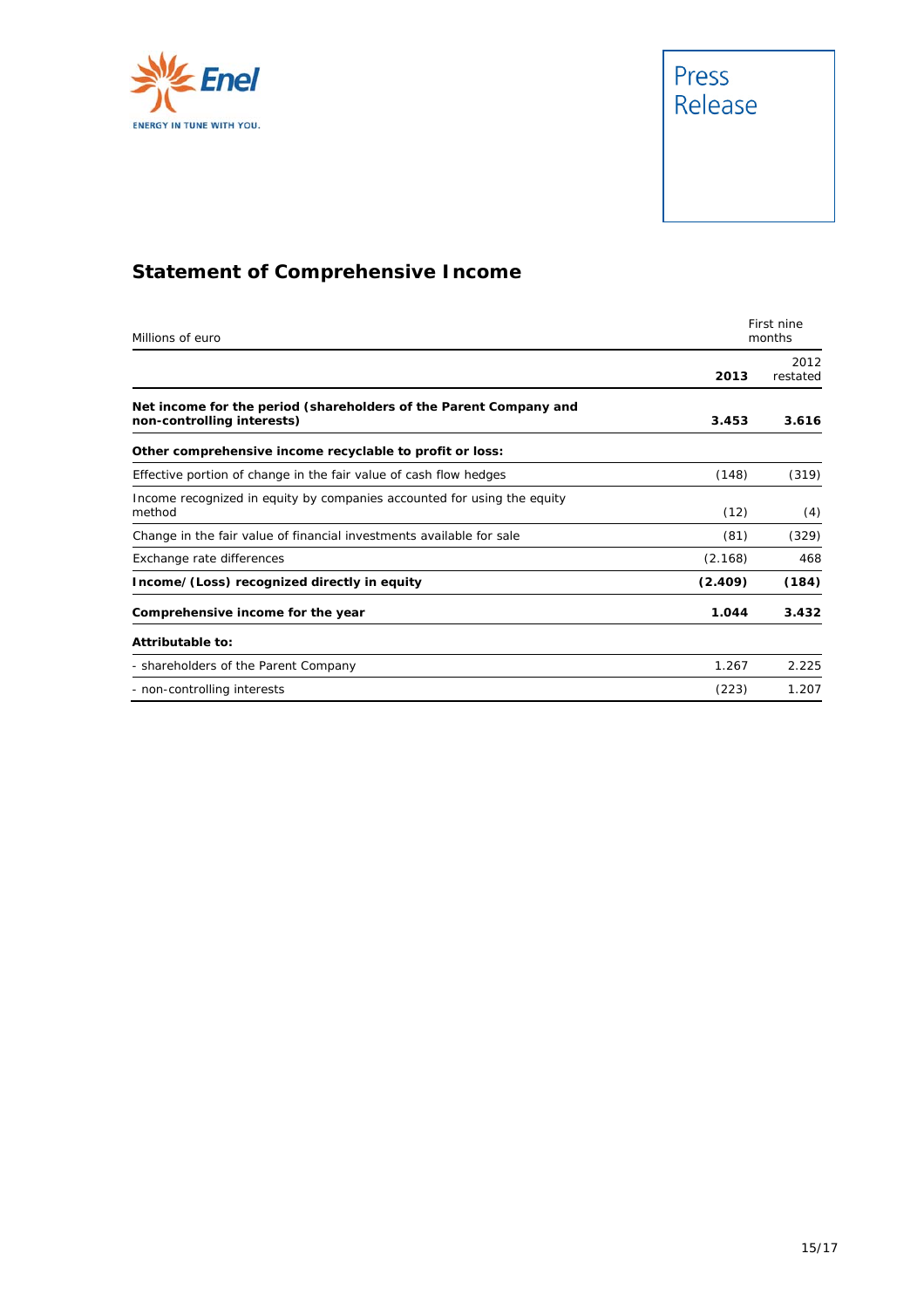## Statement of Comprehensive Income

| Millions of euro | First nine months | |
|---|---|---|
| | **2013** | 2012 restated |
| **Net income for the period (shareholders of the Parent Company and non-controlling interests)** | **3.453** | **3.616** |
| **Other comprehensive income recyclable to profit or loss:** | | |
| Effective portion of change in the fair value of cash flow hedges | (148) | (319) |
| Income recognized in equity by companies accounted for using the equity method | (12) | (4) |
| Change in the fair value of financial investments available for sale | (81) | (329) |
| Exchange rate differences | (2.168) | 468 |
| **Income/(Loss) recognized directly in equity** | **(2.409)** | **(184)** |
| **Comprehensive income for the year** | **1.044** | **3.432** |
| **Attributable to:** | | |
| - shareholders of the Parent Company | 1.267 | 2.225 |
| - non-controlling interests | (223) | 1.207 |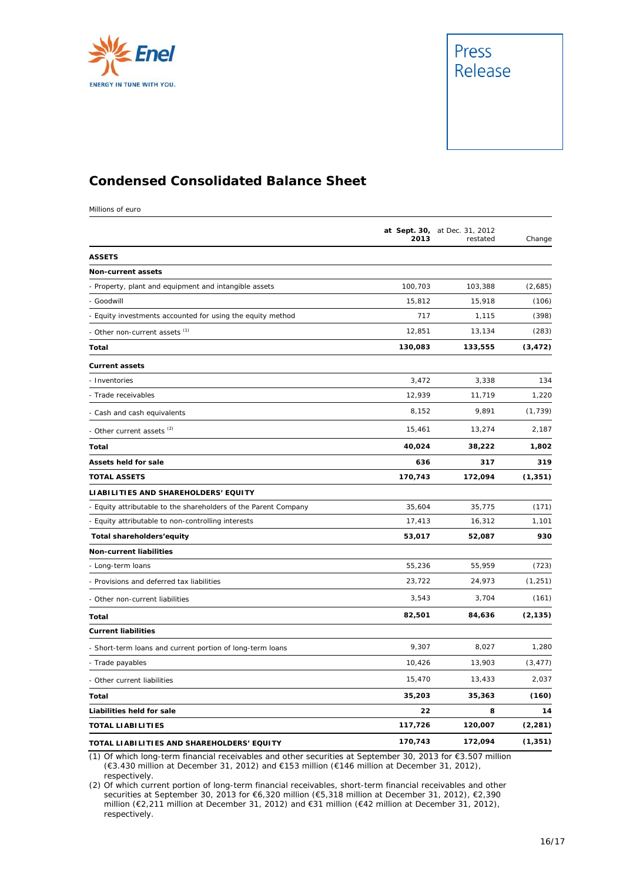## Condensed Consolidated Balance Sheet

Millions of euro

| | **at Sept. 30, 2013** | at Dec. 31, 2012 restated | Change |
|---|---|---|---|
| **ASSETS** | | | |
| **Non-current assets** | | | |
| - Property, plant and equipment and intangible assets | 100,703 | 103,388 | (2,685) |
| - Goodwill | 15,812 | 15,918 | (106) |
| - Equity investments accounted for using the equity method | 717 | 1,115 | (398) |
| - Other non-current assets (1) | 12,851 | 13,134 | (283) |
| **Total** | **130,083** | **133,555** | **(3,472)** |
| **Current assets** | | | |
| - Inventories | 3,472 | 3,338 | 134 |
| - Trade receivables | 12,939 | 11,719 | 1,220 |
| - Cash and cash equivalents | 8,152 | 9,891 | (1,739) |
| - Other current assets (2) | 15,461 | 13,274 | 2,187 |
| **Total** | **40,024** | **38,222** | **1,802** |
| **Assets held for sale** | **636** | **317** | **319** |
| **TOTAL ASSETS** | **170,743** | **172,094** | **(1,351)** |
| **LIABILITIES AND SHAREHOLDERS' EQUITY** | | | |
| - Equity attributable to the shareholders of the Parent Company | 35,604 | 35,775 | (171) |
| - Equity attributable to non-controlling interests | 17,413 | 16,312 | 1,101 |
| **Total shareholders'equity** | **53,017** | **52,087** | **930** |
| **Non-current liabilities** | | | |
| - Long-term loans | 55,236 | 55,959 | (723) |
| - Provisions and deferred tax liabilities | 23,722 | 24,973 | (1,251) |
| - Other non-current liabilities | 3,543 | 3,704 | (161) |
| **Total** | **82,501** | **84,636** | **(2,135)** |
| **Current liabilities** | | | |
| - Short-term loans and current portion of long-term loans | 9,307 | 8,027 | 1,280 |
| - Trade payables | 10,426 | 13,903 | (3,477) |
| - Other current liabilities | 15,470 | 13,433 | 2,037 |
| **Total** | **35,203** | **35,363** | **(160)** |
| **Liabilities held for sale** | **22** | **8** | **14** |
| **TOTAL LIABILITIES** | **117,726** | **120,007** | **(2,281)** |
| **TOTAL LIABILITIES AND SHAREHOLDERS' EQUITY** | **170,743** | **172,094** | **(1,351)** |

(1) Of which long-term financial receivables and other securities at September 30, 2013 for €3.507 million (€3.430 million at December 31, 2012) and €153 million (€146 million at December 31, 2012), respectively.

(2) Of which current portion of long-term financial receivables, short-term financial receivables and other securities at September 30, 2013 for €6,320 million (€5,318 million at December 31, 2012), €2,390 million (€2,211 million at December 31, 2012) and €31 million (€42 million at December 31, 2012), respectively.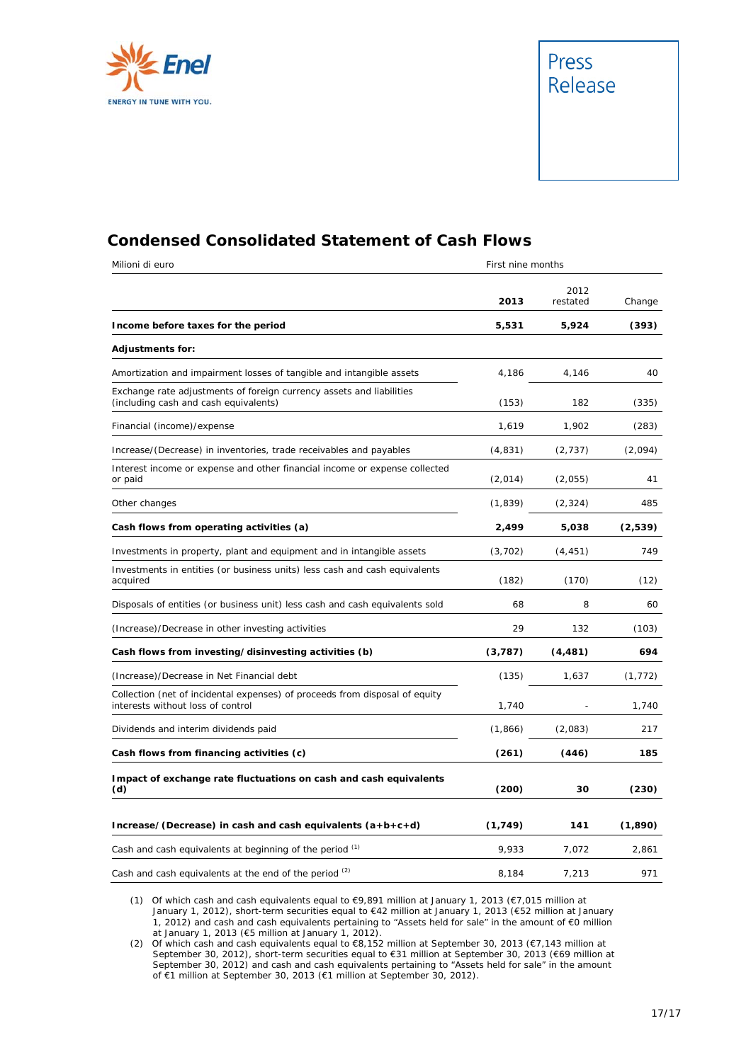## Condensed Consolidated Statement of Cash Flows

| Milioni di euro | First nine months | | |
|---|---|---|---|
| | **2013** | 2012 restated | Change |
| **Income before taxes for the period** | **5,531** | **5,924** | **(393)** |
| **Adjustments for:** | | | |
| Amortization and impairment losses of tangible and intangible assets | 4,186 | 4,146 | 40 |
| Exchange rate adjustments of foreign currency assets and liabilities (including cash and cash equivalents) | (153) | 182 | (335) |
| Financial (income)/expense | 1,619 | 1,902 | (283) |
| Increase/(Decrease) in inventories, trade receivables and payables | (4,831) | (2,737) | (2,094) |
| Interest income or expense and other financial income or expense collected or paid | (2,014) | (2,055) | 41 |
| Other changes | (1,839) | (2,324) | 485 |
| **Cash flows from operating activities (a)** | **2,499** | **5,038** | **(2,539)** |
| Investments in property, plant and equipment and in intangible assets | (3,702) | (4,451) | 749 |
| Investments in entities (or business units) less cash and cash equivalents acquired | (182) | (170) | (12) |
| Disposals of entities (or business unit) less cash and cash equivalents sold | 68 | 8 | 60 |
| (Increase)/Decrease in other investing activities | 29 | 132 | (103) |
| **Cash flows from investing/disinvesting activities (b)** | **(3,787)** | **(4,481)** | **694** |
| (Increase)/Decrease in Net Financial debt | (135) | 1,637 | (1,772) |
| Collection (net of incidental expenses) of proceeds from disposal of equity interests without loss of control | 1,740 | - | 1,740 |
| Dividends and interim dividends paid | (1,866) | (2,083) | 217 |
| **Cash flows from financing activities (c)** | **(261)** | **(446)** | **185** |
| **Impact of exchange rate fluctuations on cash and cash equivalents (d)** | **(200)** | **30** | **(230)** |
| **Increase/(Decrease) in cash and cash equivalents (a+b+c+d)** | **(1,749)** | **141** | **(1,890)** |
| Cash and cash equivalents at beginning of the period [1] | 9,933 | 7,072 | 2,861 |
| Cash and cash equivalents at the end of the period [2] | 8,184 | 7,213 | 971 |

(1) Of which cash and cash equivalents equal to €9,891 million at January 1, 2013 (€7,015 million at January 1, 2012), short-term securities equal to €42 million at January 1, 2013 (€52 million at January 1, 2012) and cash and cash equivalents pertaining to "Assets held for sale" in the amount of €0 million at January 1, 2013 (€5 million at January 1, 2012).

(2) Of which cash and cash equivalents equal to €8,152 million at September 30, 2013 (€7,143 million at September 30, 2012), short-term securities equal to €31 million at September 30, 2013 (€69 million at September 30, 2012) and cash and cash equivalents pertaining to "Assets held for sale" in the amount of €1 million at September 30, 2013 (€1 million at September 30, 2012).